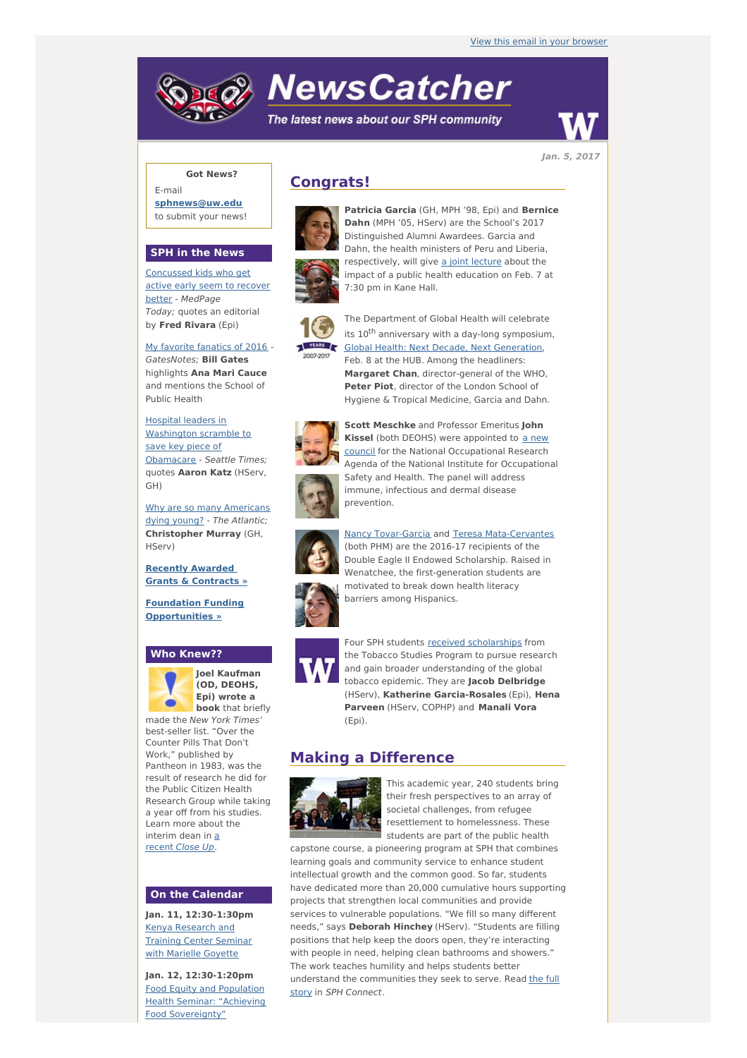View this email in your browser

# NewsCatcher

*The latest news about our SPH community*

**Jan. 5, 2017**

**Got News?**

E-mail **sphnews@uw.edu** to submit your news!

## SPH in the News

Concussed kids who get active early seem to recover better - *MedPage Today;* quotes an editorial by **Fred Rivara** (Epi)

My favorite fanatics of 2016 - *GatesNotes;* **Bill Gates** highlights **Ana Mari Cauce** and mentions the School of Public Health

Hospital leaders in Washington scramble to save key piece of Obamacare - *Seattle Times;* quotes **Aaron Katz** (HServ, GH)

Why are so many Americans dying young? - *The Atlantic;* **Christopher Murray** (GH, HServ)

**Recently Awarded Grants & Contracts »**

**Foundation Funding Opportunities »**

## Who Knew??

**Joel Kaufman (OD, DEOHS, Epi) wrote a book** that briefly made the *New York Times'* best-seller list. "Over the Counter Pills That Don't Work," published by Pantheon in 1983, was the result of research he did for the Public Citizen Health Research Group while taking a year off from his studies. Learn more about the interim dean in a recent *Close Up*.

## On the Calendar

**Jan. 11, 12:30-1:30pm**
Kenya Research and Training Center Seminar with Marielle Goyette

**Jan. 12, 12:30-1:20pm**
Food Equity and Population Health Seminar: "Achieving Food Sovereignty"

## Congrats!

**Patricia Garcia** (GH, MPH '98, Epi) and **Bernice Dahn** (MPH '05, HServ) are the School's 2017 Distinguished Alumni Awardees. Garcia and Dahn, the health ministers of Peru and Liberia, respectively, will give a joint lecture about the impact of a public health education on Feb. 7 at 7:30 pm in Kane Hall.

The Department of Global Health will celebrate its 10th anniversary with a day-long symposium, Global Health: Next Decade, Next Generation, Feb. 8 at the HUB. Among the headliners: **Margaret Chan**, director-general of the WHO, **Peter Piot**, director of the London School of Hygiene & Tropical Medicine, Garcia and Dahn.

**Scott Meschke** and Professor Emeritus **John Kissel** (both DEOHS) were appointed to a new council for the National Occupational Research Agenda of the National Institute for Occupational Safety and Health. The panel will address immune, infectious and dermal disease prevention.

Nancy Tovar-Garcia and Teresa Mata-Cervantes (both PHM) are the 2016-17 recipients of the Double Eagle II Endowed Scholarship. Raised in Wenatchee, the first-generation students are motivated to break down health literacy barriers among Hispanics.

Four SPH students received scholarships from the Tobacco Studies Program to pursue research and gain broader understanding of the global tobacco epidemic. They are **Jacob Delbridge** (HServ), **Katherine Garcia-Rosales** (Epi), **Hena Parveen** (HServ, COPHP) and **Manali Vora** (Epi).

## Making a Difference

This academic year, 240 students bring their fresh perspectives to an array of societal challenges, from refugee resettlement to homelessness. These students are part of the public health capstone course, a pioneering program at SPH that combines learning goals and community service to enhance student intellectual growth and the common good. So far, students have dedicated more than 20,000 cumulative hours supporting projects that strengthen local communities and provide services to vulnerable populations. "We fill so many different needs," says **Deborah Hinchey** (HServ). "Students are filling positions that help keep the doors open, they're interacting with people in need, helping clean bathrooms and showers." The work teaches humility and helps students better understand the communities they seek to serve. Read the full story in *SPH Connect*.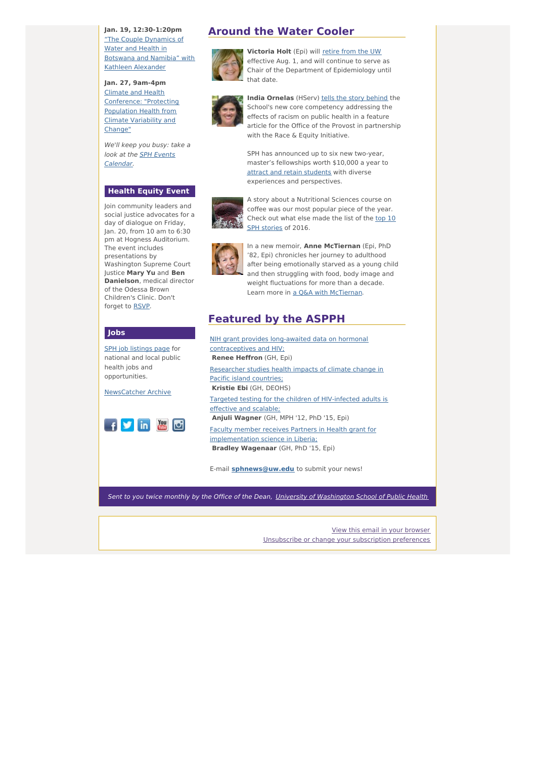**Jan. 19, 12:30-1:20pm**
"The Couple Dynamics of Water and Health in Botswana and Namibia" with Kathleen Alexander

**Jan. 27, 9am-4pm**
Climate and Health Conference: "Protecting Population Health from Climate Variability and Change"

*We'll keep you busy: take a look at the SPH Events Calendar.*

## Health Equity Event

Join community leaders and social justice advocates for a day of dialogue on Friday, Jan. 20, from 10 am to 6:30 pm at Hogness Auditorium. The event includes presentations by Washington Supreme Court Justice **Mary Yu** and **Ben Danielson**, medical director of the Odessa Brown Children's Clinic. Don't forget to RSVP.

## Jobs

SPH job listings page for national and local public health jobs and opportunities.

NewsCatcher Archive

## Around the Water Cooler

**Victoria Holt** (Epi) will retire from the UW effective Aug. 1, and will continue to serve as Chair of the Department of Epidemiology until that date.

**India Ornelas** (HServ) tells the story behind the School's new core competency addressing the effects of racism on public health in a feature article for the Office of the Provost in partnership with the Race & Equity Initiative.

SPH has announced up to six new two-year, master's fellowships worth $10,000 a year to attract and retain students with diverse experiences and perspectives.

A story about a Nutritional Sciences course on coffee was our most popular piece of the year. Check out what else made the list of the top 10 SPH stories of 2016.

In a new memoir, **Anne McTiernan** (Epi, PhD '82, Epi) chronicles her journey to adulthood after being emotionally starved as a young child and then struggling with food, body image and weight fluctuations for more than a decade. Learn more in a Q&A with McTiernan.

## Featured by the ASPPH

NIH grant provides long-awaited data on hormonal contraceptives and HIV;
**Renee Heffron** (GH, Epi)

Researcher studies health impacts of climate change in Pacific island countries;
**Kristie Ebi** (GH, DEOHS)

Targeted testing for the children of HIV-infected adults is effective and scalable;
**Anjuli Wagner** (GH, MPH '12, PhD '15, Epi)

Faculty member receives Partners in Health grant for implementation science in Liberia;
**Bradley Wagenaar** (GH, PhD '15, Epi)

E-mail **sphnews@uw.edu** to submit your news!

*Sent to you twice monthly by the Office of the Dean, University of Washington School of Public Health*

View this email in your browser
Unsubscribe or change your subscription preferences